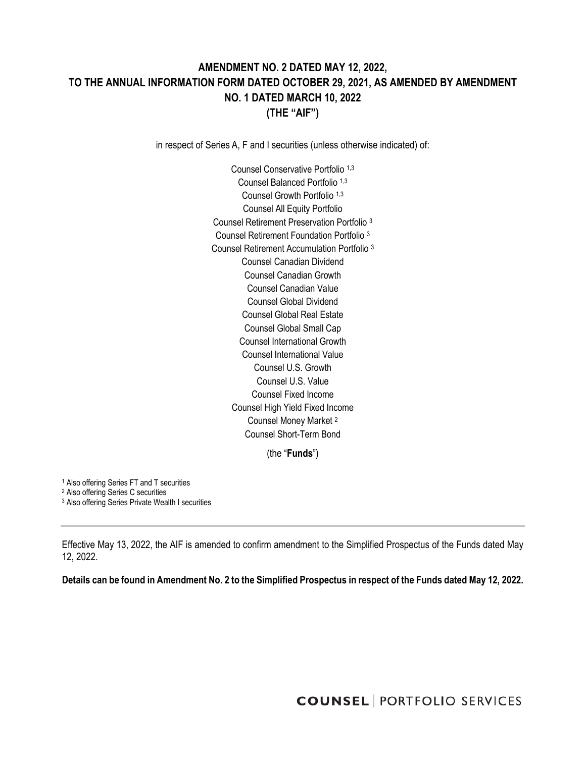# AMENDMENT NO. 2 DATED MAY 12, 2022, TO THE ANNUAL INFORMATION FORM DATED OCTOBER 29, 2021, AS AMENDED BY AMENDMENT NO. 1 DATED MARCH 10, 2022 (THE "AIF")

in respect of Series A, F and I securities (unless otherwise indicated) of:

Counsel Conservative Portfolio [1,3]
Counsel Balanced Portfolio [1,3]
Counsel Growth Portfolio [1,3]
Counsel All Equity Portfolio
Counsel Retirement Preservation Portfolio [3]
Counsel Retirement Foundation Portfolio [3]
Counsel Retirement Accumulation Portfolio [3]
Counsel Canadian Dividend
Counsel Canadian Growth
Counsel Canadian Value
Counsel Global Dividend
Counsel Global Real Estate
Counsel Global Small Cap
Counsel International Growth
Counsel International Value
Counsel U.S. Growth
Counsel U.S. Value
Counsel Fixed Income
Counsel High Yield Fixed Income
Counsel Money Market [2]
Counsel Short-Term Bond

(the "**Funds**")

[1] Also offering Series FT and T securities
[2] Also offering Series C securities
[3] Also offering Series Private Wealth I securities

---

Effective May 13, 2022, the AIF is amended to confirm amendment to the Simplified Prospectus of the Funds dated May 12, 2022.

**Details can be found in Amendment No. 2 to the Simplified Prospectus in respect of the Funds dated May 12, 2022.**

COUNSEL | PORTFOLIO SERVICES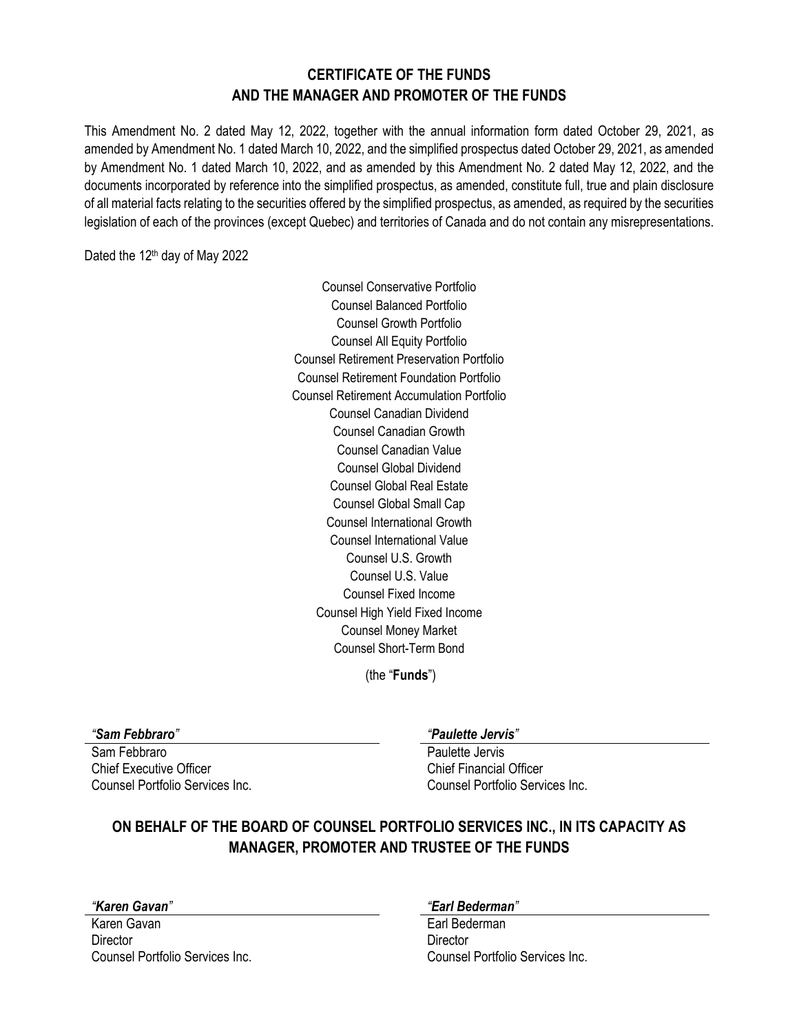## CERTIFICATE OF THE FUNDS AND THE MANAGER AND PROMOTER OF THE FUNDS

This Amendment No. 2 dated May 12, 2022, together with the annual information form dated October 29, 2021, as amended by Amendment No. 1 dated March 10, 2022, and the simplified prospectus dated October 29, 2021, as amended by Amendment No. 1 dated March 10, 2022, and as amended by this Amendment No. 2 dated May 12, 2022, and the documents incorporated by reference into the simplified prospectus, as amended, constitute full, true and plain disclosure of all material facts relating to the securities offered by the simplified prospectus, as amended, as required by the securities legislation of each of the provinces (except Quebec) and territories of Canada and do not contain any misrepresentations.

Dated the 12th day of May 2022

Counsel Conservative Portfolio
Counsel Balanced Portfolio
Counsel Growth Portfolio
Counsel All Equity Portfolio
Counsel Retirement Preservation Portfolio
Counsel Retirement Foundation Portfolio
Counsel Retirement Accumulation Portfolio
Counsel Canadian Dividend
Counsel Canadian Growth
Counsel Canadian Value
Counsel Global Dividend
Counsel Global Real Estate
Counsel Global Small Cap
Counsel International Growth
Counsel International Value
Counsel U.S. Growth
Counsel U.S. Value
Counsel Fixed Income
Counsel High Yield Fixed Income
Counsel Money Market
Counsel Short-Term Bond

(the "**Funds**")

***"Sam Febbraro"***
Sam Febbraro
Chief Executive Officer
Counsel Portfolio Services Inc.

***"Paulette Jervis"***
Paulette Jervis
Chief Financial Officer
Counsel Portfolio Services Inc.

## ON BEHALF OF THE BOARD OF COUNSEL PORTFOLIO SERVICES INC., IN ITS CAPACITY AS MANAGER, PROMOTER AND TRUSTEE OF THE FUNDS

***"Karen Gavan"***
Karen Gavan
Director
Counsel Portfolio Services Inc.

***"Earl Bederman"***
Earl Bederman
Director
Counsel Portfolio Services Inc.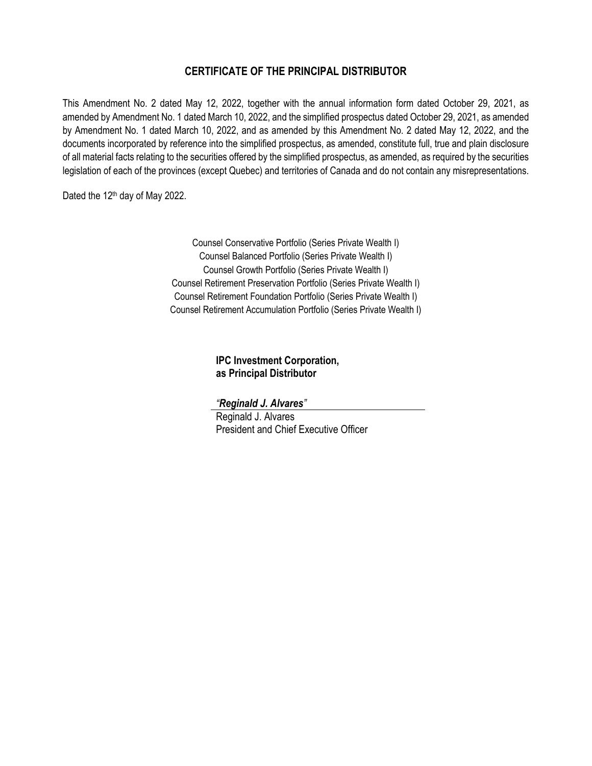## CERTIFICATE OF THE PRINCIPAL DISTRIBUTOR

This Amendment No. 2 dated May 12, 2022, together with the annual information form dated October 29, 2021, as amended by Amendment No. 1 dated March 10, 2022, and the simplified prospectus dated October 29, 2021, as amended by Amendment No. 1 dated March 10, 2022, and as amended by this Amendment No. 2 dated May 12, 2022, and the documents incorporated by reference into the simplified prospectus, as amended, constitute full, true and plain disclosure of all material facts relating to the securities offered by the simplified prospectus, as amended, as required by the securities legislation of each of the provinces (except Quebec) and territories of Canada and do not contain any misrepresentations.

Dated the 12th day of May 2022.

Counsel Conservative Portfolio (Series Private Wealth I)
Counsel Balanced Portfolio (Series Private Wealth I)
Counsel Growth Portfolio (Series Private Wealth I)
Counsel Retirement Preservation Portfolio (Series Private Wealth I)
Counsel Retirement Foundation Portfolio (Series Private Wealth I)
Counsel Retirement Accumulation Portfolio (Series Private Wealth I)

**IPC Investment Corporation,**
**as Principal Distributor**

*"Reginald J. Alvares"*
Reginald J. Alvares
President and Chief Executive Officer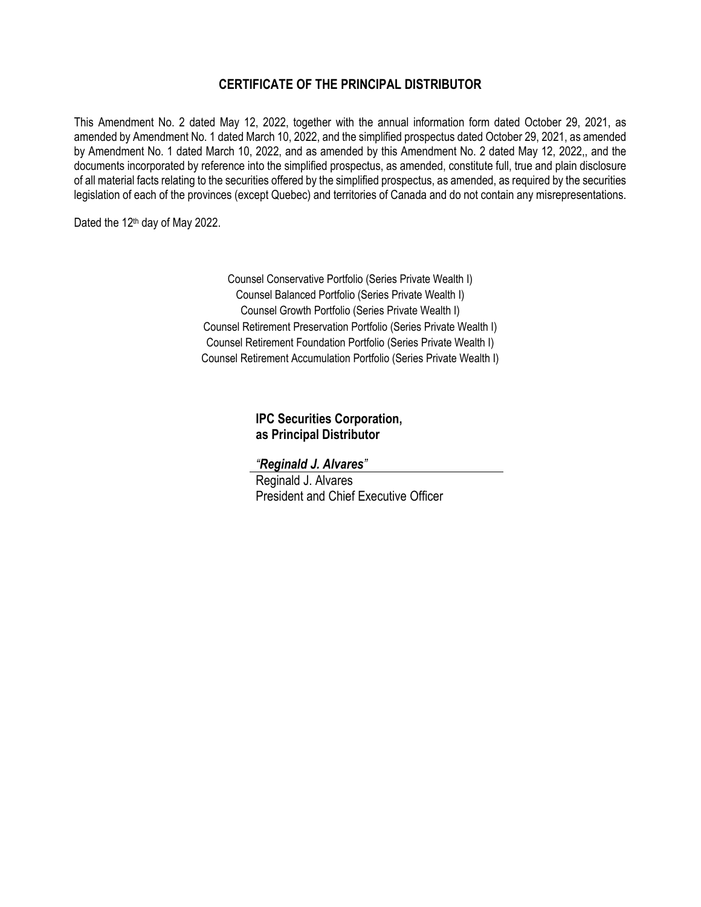## CERTIFICATE OF THE PRINCIPAL DISTRIBUTOR

This Amendment No. 2 dated May 12, 2022, together with the annual information form dated October 29, 2021, as amended by Amendment No. 1 dated March 10, 2022, and the simplified prospectus dated October 29, 2021, as amended by Amendment No. 1 dated March 10, 2022, and as amended by this Amendment No. 2 dated May 12, 2022,, and the documents incorporated by reference into the simplified prospectus, as amended, constitute full, true and plain disclosure of all material facts relating to the securities offered by the simplified prospectus, as amended, as required by the securities legislation of each of the provinces (except Quebec) and territories of Canada and do not contain any misrepresentations.

Dated the 12th day of May 2022.

Counsel Conservative Portfolio (Series Private Wealth I)
Counsel Balanced Portfolio (Series Private Wealth I)
Counsel Growth Portfolio (Series Private Wealth I)
Counsel Retirement Preservation Portfolio (Series Private Wealth I)
Counsel Retirement Foundation Portfolio (Series Private Wealth I)
Counsel Retirement Accumulation Portfolio (Series Private Wealth I)

**IPC Securities Corporation,**
**as Principal Distributor**

*"Reginald J. Alvares"*

Reginald J. Alvares
President and Chief Executive Officer